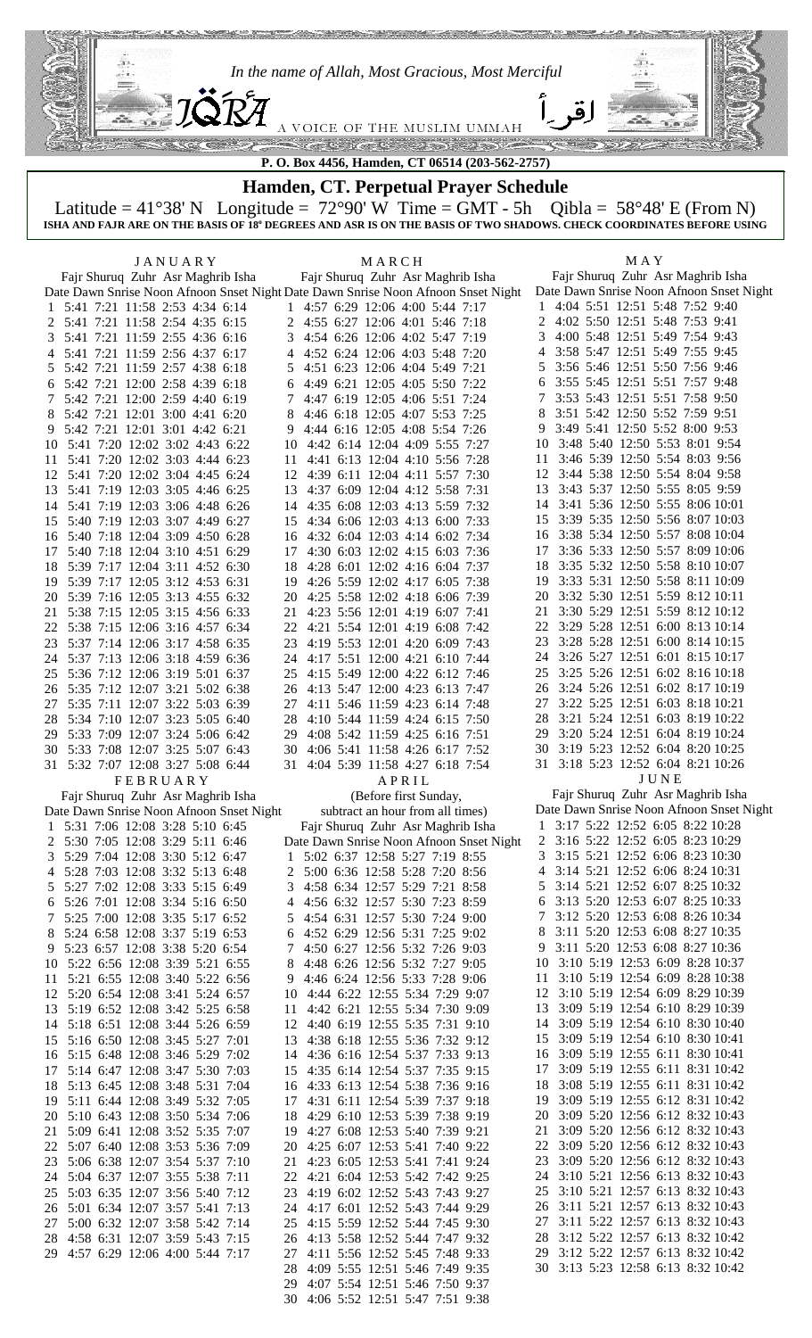*In the name of Allah, Most Gracious, Most Merciful*

IQRA — A VOICE OF THE MUSLIM UMMAH — اقرأ

**P. O. Box 4456, Hamden, CT 06514 (203-562-2757)**

# Hamden, CT. Perpetual Prayer Schedule

Latitude = 41°38' N Longitude = 72°90' W Time = GMT - 5h Qibla = 58°48' E (From N)

**ISHA AND FAJR ARE ON THE BASIS OF 18º DEGREES AND ASR IS ON THE BASIS OF TWO SHADOWS. CHECK COORDINATES BEFORE USING**

## JANUARY

| Date | Fajr Dawn | Shuruq Snrise | Zuhr Noon | Asr Afnoon | Maghrib Snset | Isha Night |
|---|---|---|---|---|---|---|
| 1 | 5:41 | 7:21 | 11:58 | 2:53 | 4:34 | 6:14 |
| 2 | 5:41 | 7:21 | 11:58 | 2:54 | 4:35 | 6:15 |
| 3 | 5:41 | 7:21 | 11:59 | 2:55 | 4:36 | 6:16 |
| 4 | 5:41 | 7:21 | 11:59 | 2:56 | 4:37 | 6:17 |
| 5 | 5:42 | 7:21 | 11:59 | 2:57 | 4:38 | 6:18 |
| 6 | 5:42 | 7:21 | 12:00 | 2:58 | 4:39 | 6:18 |
| 7 | 5:42 | 7:21 | 12:00 | 2:59 | 4:40 | 6:19 |
| 8 | 5:42 | 7:21 | 12:01 | 3:00 | 4:41 | 6:20 |
| 9 | 5:42 | 7:21 | 12:01 | 3:01 | 4:42 | 6:21 |
| 10 | 5:41 | 7:20 | 12:02 | 3:02 | 4:43 | 6:22 |
| 11 | 5:41 | 7:20 | 12:02 | 3:03 | 4:44 | 6:23 |
| 12 | 5:41 | 7:20 | 12:02 | 3:04 | 4:45 | 6:24 |
| 13 | 5:41 | 7:19 | 12:03 | 3:05 | 4:46 | 6:25 |
| 14 | 5:41 | 7:19 | 12:03 | 3:06 | 4:48 | 6:26 |
| 15 | 5:40 | 7:19 | 12:03 | 3:07 | 4:49 | 6:27 |
| 16 | 5:40 | 7:18 | 12:04 | 3:09 | 4:50 | 6:28 |
| 17 | 5:40 | 7:18 | 12:04 | 3:10 | 4:51 | 6:29 |
| 18 | 5:39 | 7:17 | 12:04 | 3:11 | 4:52 | 6:30 |
| 19 | 5:39 | 7:17 | 12:05 | 3:12 | 4:53 | 6:31 |
| 20 | 5:39 | 7:16 | 12:05 | 3:13 | 4:55 | 6:32 |
| 21 | 5:38 | 7:15 | 12:05 | 3:15 | 4:56 | 6:33 |
| 22 | 5:38 | 7:15 | 12:06 | 3:16 | 4:57 | 6:34 |
| 23 | 5:37 | 7:14 | 12:06 | 3:17 | 4:58 | 6:35 |
| 24 | 5:37 | 7:13 | 12:06 | 3:18 | 4:59 | 6:36 |
| 25 | 5:36 | 7:12 | 12:06 | 3:19 | 5:01 | 6:37 |
| 26 | 5:35 | 7:12 | 12:07 | 3:21 | 5:02 | 6:38 |
| 27 | 5:35 | 7:11 | 12:07 | 3:22 | 5:03 | 6:39 |
| 28 | 5:34 | 7:10 | 12:07 | 3:23 | 5:05 | 6:40 |
| 29 | 5:33 | 7:09 | 12:07 | 3:24 | 5:06 | 6:42 |
| 30 | 5:33 | 7:08 | 12:07 | 3:25 | 5:07 | 6:43 |
| 31 | 5:32 | 7:07 | 12:08 | 3:27 | 5:08 | 6:44 |

## FEBRUARY

| Date | Fajr Dawn | Shuruq Snrise | Zuhr Noon | Asr Afnoon | Maghrib Snset | Isha Night |
|---|---|---|---|---|---|---|
| 1 | 5:31 | 7:06 | 12:08 | 3:28 | 5:10 | 6:45 |
| 2 | 5:30 | 7:05 | 12:08 | 3:29 | 5:11 | 6:46 |
| 3 | 5:29 | 7:04 | 12:08 | 3:30 | 5:12 | 6:47 |
| 4 | 5:28 | 7:03 | 12:08 | 3:32 | 5:13 | 6:48 |
| 5 | 5:27 | 7:02 | 12:08 | 3:33 | 5:15 | 6:49 |
| 6 | 5:26 | 7:01 | 12:08 | 3:34 | 5:16 | 6:50 |
| 7 | 5:25 | 7:00 | 12:08 | 3:35 | 5:17 | 6:52 |
| 8 | 5:24 | 6:58 | 12:08 | 3:37 | 5:19 | 6:53 |
| 9 | 5:23 | 6:57 | 12:08 | 3:38 | 5:20 | 6:54 |
| 10 | 5:22 | 6:56 | 12:08 | 3:39 | 5:21 | 6:55 |
| 11 | 5:21 | 6:55 | 12:08 | 3:40 | 5:22 | 6:56 |
| 12 | 5:20 | 6:54 | 12:08 | 3:41 | 5:24 | 6:57 |
| 13 | 5:19 | 6:52 | 12:08 | 3:42 | 5:25 | 6:58 |
| 14 | 5:18 | 6:51 | 12:08 | 3:44 | 5:26 | 6:59 |
| 15 | 5:16 | 6:50 | 12:08 | 3:45 | 5:27 | 7:01 |
| 16 | 5:15 | 6:48 | 12:08 | 3:46 | 5:29 | 7:02 |
| 17 | 5:14 | 6:47 | 12:08 | 3:47 | 5:30 | 7:03 |
| 18 | 5:13 | 6:45 | 12:08 | 3:48 | 5:31 | 7:04 |
| 19 | 5:11 | 6:44 | 12:08 | 3:49 | 5:32 | 7:05 |
| 20 | 5:10 | 6:43 | 12:08 | 3:50 | 5:34 | 7:06 |
| 21 | 5:09 | 6:41 | 12:08 | 3:52 | 5:35 | 7:07 |
| 22 | 5:07 | 6:40 | 12:08 | 3:53 | 5:36 | 7:09 |
| 23 | 5:06 | 6:38 | 12:07 | 3:54 | 5:37 | 7:10 |
| 24 | 5:04 | 6:37 | 12:07 | 3:55 | 5:38 | 7:11 |
| 25 | 5:03 | 6:35 | 12:07 | 3:56 | 5:40 | 7:12 |
| 26 | 5:01 | 6:34 | 12:07 | 3:57 | 5:41 | 7:13 |
| 27 | 5:00 | 6:32 | 12:07 | 3:58 | 5:42 | 7:14 |
| 28 | 4:58 | 6:31 | 12:07 | 3:59 | 5:43 | 7:15 |
| 29 | 4:57 | 6:29 | 12:06 | 4:00 | 5:44 | 7:17 |

## MARCH

| Date | Fajr Dawn | Shuruq Snrise | Zuhr Noon | Asr Afnoon | Maghrib Snset | Isha Night |
|---|---|---|---|---|---|---|
| 1 | 4:57 | 6:29 | 12:06 | 4:00 | 5:44 | 7:17 |
| 2 | 4:55 | 6:27 | 12:06 | 4:01 | 5:46 | 7:18 |
| 3 | 4:54 | 6:26 | 12:06 | 4:02 | 5:47 | 7:19 |
| 4 | 4:52 | 6:24 | 12:06 | 4:03 | 5:48 | 7:20 |
| 5 | 4:51 | 6:23 | 12:06 | 4:04 | 5:49 | 7:21 |
| 6 | 4:49 | 6:21 | 12:05 | 4:05 | 5:50 | 7:22 |
| 7 | 4:47 | 6:19 | 12:05 | 4:06 | 5:51 | 7:24 |
| 8 | 4:46 | 6:18 | 12:05 | 4:07 | 5:53 | 7:25 |
| 9 | 4:44 | 6:16 | 12:05 | 4:08 | 5:54 | 7:26 |
| 10 | 4:42 | 6:14 | 12:04 | 4:09 | 5:55 | 7:27 |
| 11 | 4:41 | 6:13 | 12:04 | 4:10 | 5:56 | 7:28 |
| 12 | 4:39 | 6:11 | 12:04 | 4:11 | 5:57 | 7:30 |
| 13 | 4:37 | 6:09 | 12:04 | 4:12 | 5:58 | 7:31 |
| 14 | 4:35 | 6:08 | 12:03 | 4:13 | 5:59 | 7:32 |
| 15 | 4:34 | 6:06 | 12:03 | 4:13 | 6:00 | 7:33 |
| 16 | 4:32 | 6:04 | 12:03 | 4:14 | 6:02 | 7:34 |
| 17 | 4:30 | 6:03 | 12:02 | 4:15 | 6:03 | 7:36 |
| 18 | 4:28 | 6:01 | 12:02 | 4:16 | 6:04 | 7:37 |
| 19 | 4:26 | 5:59 | 12:02 | 4:17 | 6:05 | 7:38 |
| 20 | 4:25 | 5:58 | 12:02 | 4:18 | 6:06 | 7:39 |
| 21 | 4:23 | 5:56 | 12:01 | 4:19 | 6:07 | 7:41 |
| 22 | 4:21 | 5:54 | 12:01 | 4:19 | 6:08 | 7:42 |
| 23 | 4:19 | 5:53 | 12:01 | 4:20 | 6:09 | 7:43 |
| 24 | 4:17 | 5:51 | 12:00 | 4:21 | 6:10 | 7:44 |
| 25 | 4:15 | 5:49 | 12:00 | 4:22 | 6:12 | 7:46 |
| 26 | 4:13 | 5:47 | 12:00 | 4:23 | 6:13 | 7:47 |
| 27 | 4:11 | 5:46 | 11:59 | 4:23 | 6:14 | 7:48 |
| 28 | 4:10 | 5:44 | 11:59 | 4:24 | 6:15 | 7:50 |
| 29 | 4:08 | 5:42 | 11:59 | 4:25 | 6:16 | 7:51 |
| 30 | 4:06 | 5:41 | 11:58 | 4:26 | 6:17 | 7:52 |
| 31 | 4:04 | 5:39 | 11:58 | 4:27 | 6:18 | 7:54 |

## APRIL

(Before first Sunday, subtract an hour from all times)

| Date | Fajr Dawn | Shuruq Snrise | Zuhr Noon | Asr Afnoon | Maghrib Snset | Isha Night |
|---|---|---|---|---|---|---|
| 1 | 5:02 | 6:37 | 12:58 | 5:27 | 7:19 | 8:55 |
| 2 | 5:00 | 6:36 | 12:58 | 5:28 | 7:20 | 8:56 |
| 3 | 4:58 | 6:34 | 12:57 | 5:29 | 7:21 | 8:58 |
| 4 | 4:56 | 6:32 | 12:57 | 5:30 | 7:23 | 8:59 |
| 5 | 4:54 | 6:31 | 12:57 | 5:30 | 7:24 | 9:00 |
| 6 | 4:52 | 6:29 | 12:56 | 5:31 | 7:25 | 9:02 |
| 7 | 4:50 | 6:27 | 12:56 | 5:32 | 7:26 | 9:03 |
| 8 | 4:48 | 6:26 | 12:56 | 5:32 | 7:27 | 9:05 |
| 9 | 4:46 | 6:24 | 12:56 | 5:33 | 7:28 | 9:06 |
| 10 | 4:44 | 6:22 | 12:55 | 5:34 | 7:29 | 9:07 |
| 11 | 4:42 | 6:21 | 12:55 | 5:34 | 7:30 | 9:09 |
| 12 | 4:40 | 6:19 | 12:55 | 5:35 | 7:31 | 9:10 |
| 13 | 4:38 | 6:18 | 12:55 | 5:36 | 7:32 | 9:12 |
| 14 | 4:36 | 6:16 | 12:54 | 5:37 | 7:33 | 9:13 |
| 15 | 4:35 | 6:14 | 12:54 | 5:37 | 7:35 | 9:15 |
| 16 | 4:33 | 6:13 | 12:54 | 5:38 | 7:36 | 9:16 |
| 17 | 4:31 | 6:11 | 12:54 | 5:39 | 7:37 | 9:18 |
| 18 | 4:29 | 6:10 | 12:53 | 5:39 | 7:38 | 9:19 |
| 19 | 4:27 | 6:08 | 12:53 | 5:40 | 7:39 | 9:21 |
| 20 | 4:25 | 6:07 | 12:53 | 5:41 | 7:40 | 9:22 |
| 21 | 4:23 | 6:05 | 12:53 | 5:41 | 7:41 | 9:24 |
| 22 | 4:21 | 6:04 | 12:53 | 5:42 | 7:42 | 9:25 |
| 23 | 4:19 | 6:02 | 12:52 | 5:43 | 7:43 | 9:27 |
| 24 | 4:17 | 6:01 | 12:52 | 5:43 | 7:44 | 9:29 |
| 25 | 4:15 | 5:59 | 12:52 | 5:44 | 7:45 | 9:30 |
| 26 | 4:13 | 5:58 | 12:52 | 5:44 | 7:47 | 9:32 |
| 27 | 4:11 | 5:56 | 12:52 | 5:45 | 7:48 | 9:33 |
| 28 | 4:09 | 5:55 | 12:51 | 5:46 | 7:49 | 9:35 |
| 29 | 4:07 | 5:54 | 12:51 | 5:46 | 7:50 | 9:37 |
| 30 | 4:06 | 5:52 | 12:51 | 5:47 | 7:51 | 9:38 |

## MAY

| Date | Fajr Dawn | Shuruq Snrise | Zuhr Noon | Asr Afnoon | Maghrib Snset | Isha Night |
|---|---|---|---|---|---|---|
| 1 | 4:04 | 5:51 | 12:51 | 5:48 | 7:52 | 9:40 |
| 2 | 4:02 | 5:50 | 12:51 | 5:48 | 7:53 | 9:41 |
| 3 | 4:00 | 5:48 | 12:51 | 5:49 | 7:54 | 9:43 |
| 4 | 3:58 | 5:47 | 12:51 | 5:49 | 7:55 | 9:45 |
| 5 | 3:56 | 5:46 | 12:51 | 5:50 | 7:56 | 9:46 |
| 6 | 3:55 | 5:45 | 12:51 | 5:51 | 7:57 | 9:48 |
| 7 | 3:53 | 5:43 | 12:51 | 5:51 | 7:58 | 9:50 |
| 8 | 3:51 | 5:42 | 12:50 | 5:52 | 7:59 | 9:51 |
| 9 | 3:49 | 5:41 | 12:50 | 5:52 | 8:00 | 9:53 |
| 10 | 3:48 | 5:40 | 12:50 | 5:53 | 8:01 | 9:54 |
| 11 | 3:46 | 5:39 | 12:50 | 5:54 | 8:03 | 9:56 |
| 12 | 3:44 | 5:38 | 12:50 | 5:54 | 8:04 | 9:58 |
| 13 | 3:43 | 5:37 | 12:50 | 5:55 | 8:05 | 9:59 |
| 14 | 3:41 | 5:36 | 12:50 | 5:55 | 8:06 | 10:01 |
| 15 | 3:39 | 5:35 | 12:50 | 5:56 | 8:07 | 10:03 |
| 16 | 3:38 | 5:34 | 12:50 | 5:57 | 8:08 | 10:04 |
| 17 | 3:36 | 5:33 | 12:50 | 5:57 | 8:09 | 10:06 |
| 18 | 3:35 | 5:32 | 12:50 | 5:58 | 8:10 | 10:07 |
| 19 | 3:33 | 5:31 | 12:50 | 5:58 | 8:11 | 10:09 |
| 20 | 3:32 | 5:30 | 12:51 | 5:59 | 8:12 | 10:11 |
| 21 | 3:30 | 5:29 | 12:51 | 5:59 | 8:12 | 10:12 |
| 22 | 3:29 | 5:28 | 12:51 | 6:00 | 8:13 | 10:14 |
| 23 | 3:28 | 5:28 | 12:51 | 6:00 | 8:14 | 10:15 |
| 24 | 3:26 | 5:27 | 12:51 | 6:01 | 8:15 | 10:17 |
| 25 | 3:25 | 5:26 | 12:51 | 6:02 | 8:16 | 10:18 |
| 26 | 3:24 | 5:26 | 12:51 | 6:02 | 8:17 | 10:19 |
| 27 | 3:22 | 5:25 | 12:51 | 6:03 | 8:18 | 10:21 |
| 28 | 3:21 | 5:24 | 12:51 | 6:03 | 8:19 | 10:22 |
| 29 | 3:20 | 5:24 | 12:51 | 6:04 | 8:19 | 10:24 |
| 30 | 3:19 | 5:23 | 12:52 | 6:04 | 8:20 | 10:25 |
| 31 | 3:18 | 5:23 | 12:52 | 6:04 | 8:21 | 10:26 |

## JUNE

| Date | Fajr Dawn | Shuruq Snrise | Zuhr Noon | Asr Afnoon | Maghrib Snset | Isha Night |
|---|---|---|---|---|---|---|
| 1 | 3:17 | 5:22 | 12:52 | 6:05 | 8:22 | 10:28 |
| 2 | 3:16 | 5:22 | 12:52 | 6:05 | 8:23 | 10:29 |
| 3 | 3:15 | 5:21 | 12:52 | 6:06 | 8:23 | 10:30 |
| 4 | 3:14 | 5:21 | 12:52 | 6:06 | 8:24 | 10:31 |
| 5 | 3:14 | 5:21 | 12:52 | 6:07 | 8:25 | 10:32 |
| 6 | 3:13 | 5:20 | 12:53 | 6:07 | 8:25 | 10:33 |
| 7 | 3:12 | 5:20 | 12:53 | 6:08 | 8:26 | 10:34 |
| 8 | 3:11 | 5:20 | 12:53 | 6:08 | 8:27 | 10:35 |
| 9 | 3:11 | 5:20 | 12:53 | 6:08 | 8:27 | 10:36 |
| 10 | 3:10 | 5:19 | 12:53 | 6:09 | 8:28 | 10:37 |
| 11 | 3:10 | 5:19 | 12:54 | 6:09 | 8:28 | 10:38 |
| 12 | 3:10 | 5:19 | 12:54 | 6:09 | 8:29 | 10:39 |
| 13 | 3:09 | 5:19 | 12:54 | 6:10 | 8:29 | 10:39 |
| 14 | 3:09 | 5:19 | 12:54 | 6:10 | 8:30 | 10:40 |
| 15 | 3:09 | 5:19 | 12:54 | 6:10 | 8:30 | 10:41 |
| 16 | 3:09 | 5:19 | 12:55 | 6:11 | 8:30 | 10:41 |
| 17 | 3:09 | 5:19 | 12:55 | 6:11 | 8:31 | 10:42 |
| 18 | 3:08 | 5:19 | 12:55 | 6:11 | 8:31 | 10:42 |
| 19 | 3:09 | 5:19 | 12:55 | 6:12 | 8:31 | 10:42 |
| 20 | 3:09 | 5:20 | 12:56 | 6:12 | 8:32 | 10:43 |
| 21 | 3:09 | 5:20 | 12:56 | 6:12 | 8:32 | 10:43 |
| 22 | 3:09 | 5:20 | 12:56 | 6:12 | 8:32 | 10:43 |
| 23 | 3:09 | 5:20 | 12:56 | 6:12 | 8:32 | 10:43 |
| 24 | 3:10 | 5:21 | 12:56 | 6:13 | 8:32 | 10:43 |
| 25 | 3:10 | 5:21 | 12:57 | 6:13 | 8:32 | 10:43 |
| 26 | 3:11 | 5:21 | 12:57 | 6:13 | 8:32 | 10:43 |
| 27 | 3:11 | 5:22 | 12:57 | 6:13 | 8:32 | 10:43 |
| 28 | 3:12 | 5:22 | 12:57 | 6:13 | 8:32 | 10:42 |
| 29 | 3:12 | 5:22 | 12:57 | 6:13 | 8:32 | 10:42 |
| 30 | 3:13 | 5:23 | 12:58 | 6:13 | 8:32 | 10:42 |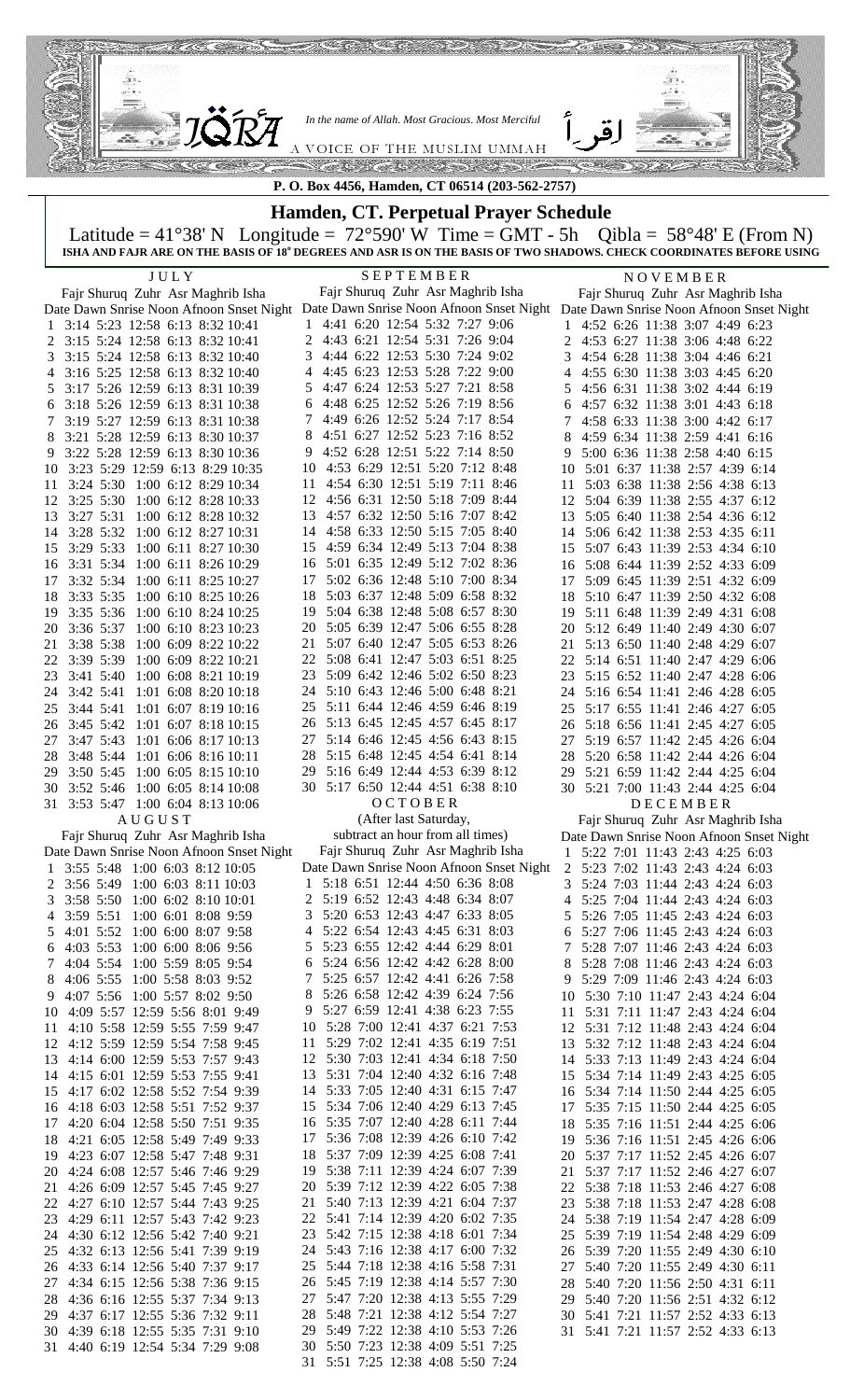IQRA — In the name of Allah. Most Gracious. Most Merciful — A VOICE OF THE MUSLIM UMMAH — اقرأ

**P. O. Box 4456, Hamden, CT 06514 (203-562-2757)**

# Hamden, CT. Perpetual Prayer Schedule

Latitude = 41°38' N Longitude = 72°590' W Time = GMT - 5h Qibla = 58°48' E (From N)

**ISHA AND FAJR ARE ON THE BASIS OF 18° DEGREES AND ASR IS ON THE BASIS OF TWO SHADOWS. CHECK COORDINATES BEFORE USING**

## JULY

| Date | Fajr (Dawn) | Shuruq (Snrise) | Zuhr (Noon) | Asr (Afnoon) | Maghrib (Snset) | Isha (Night) |
|---|---|---|---|---|---|---|
| 1 | 3:14 | 5:23 | 12:58 | 6:13 | 8:32 | 10:41 |
| 2 | 3:15 | 5:24 | 12:58 | 6:13 | 8:32 | 10:41 |
| 3 | 3:15 | 5:24 | 12:58 | 6:13 | 8:32 | 10:40 |
| 4 | 3:16 | 5:25 | 12:58 | 6:13 | 8:32 | 10:40 |
| 5 | 3:17 | 5:26 | 12:59 | 6:13 | 8:31 | 10:39 |
| 6 | 3:18 | 5:26 | 12:59 | 6:13 | 8:31 | 10:38 |
| 7 | 3:19 | 5:27 | 12:59 | 6:13 | 8:31 | 10:38 |
| 8 | 3:21 | 5:28 | 12:59 | 6:13 | 8:30 | 10:37 |
| 9 | 3:22 | 5:28 | 12:59 | 6:13 | 8:30 | 10:36 |
| 10 | 3:23 | 5:29 | 12:59 | 6:13 | 8:29 | 10:35 |
| 11 | 3:24 | 5:30 | 1:00 | 6:12 | 8:29 | 10:34 |
| 12 | 3:25 | 5:30 | 1:00 | 6:12 | 8:28 | 10:33 |
| 13 | 3:27 | 5:31 | 1:00 | 6:12 | 8:28 | 10:32 |
| 14 | 3:28 | 5:32 | 1:00 | 6:12 | 8:27 | 10:31 |
| 15 | 3:29 | 5:33 | 1:00 | 6:11 | 8:27 | 10:30 |
| 16 | 3:31 | 5:34 | 1:00 | 6:11 | 8:26 | 10:29 |
| 17 | 3:32 | 5:34 | 1:00 | 6:11 | 8:25 | 10:27 |
| 18 | 3:33 | 5:35 | 1:00 | 6:10 | 8:25 | 10:26 |
| 19 | 3:35 | 5:36 | 1:00 | 6:10 | 8:24 | 10:25 |
| 20 | 3:36 | 5:37 | 1:00 | 6:10 | 8:23 | 10:23 |
| 21 | 3:38 | 5:38 | 1:00 | 6:09 | 8:22 | 10:22 |
| 22 | 3:39 | 5:39 | 1:00 | 6:09 | 8:22 | 10:21 |
| 23 | 3:41 | 5:40 | 1:00 | 6:08 | 8:21 | 10:19 |
| 24 | 3:42 | 5:41 | 1:01 | 6:08 | 8:20 | 10:18 |
| 25 | 3:44 | 5:41 | 1:01 | 6:07 | 8:19 | 10:16 |
| 26 | 3:45 | 5:42 | 1:01 | 6:07 | 8:18 | 10:15 |
| 27 | 3:47 | 5:43 | 1:01 | 6:06 | 8:17 | 10:13 |
| 28 | 3:48 | 5:44 | 1:01 | 6:06 | 8:16 | 10:11 |
| 29 | 3:50 | 5:45 | 1:00 | 6:05 | 8:15 | 10:10 |
| 30 | 3:52 | 5:46 | 1:00 | 6:05 | 8:14 | 10:08 |
| 31 | 3:53 | 5:47 | 1:00 | 6:04 | 8:13 | 10:06 |

## AUGUST

| Date | Fajr (Dawn) | Shuruq (Snrise) | Zuhr (Noon) | Asr (Afnoon) | Maghrib (Snset) | Isha (Night) |
|---|---|---|---|---|---|---|
| 1 | 3:55 | 5:48 | 1:00 | 6:03 | 8:12 | 10:05 |
| 2 | 3:56 | 5:49 | 1:00 | 6:03 | 8:11 | 10:03 |
| 3 | 3:58 | 5:50 | 1:00 | 6:02 | 8:10 | 10:01 |
| 4 | 3:59 | 5:51 | 1:00 | 6:01 | 8:08 | 9:59 |
| 5 | 4:01 | 5:52 | 1:00 | 6:00 | 8:07 | 9:58 |
| 6 | 4:03 | 5:53 | 1:00 | 6:00 | 8:06 | 9:56 |
| 7 | 4:04 | 5:54 | 1:00 | 5:59 | 8:05 | 9:54 |
| 8 | 4:06 | 5:55 | 1:00 | 5:58 | 8:03 | 9:52 |
| 9 | 4:07 | 5:56 | 1:00 | 5:57 | 8:02 | 9:50 |
| 10 | 4:09 | 5:57 | 12:59 | 5:56 | 8:01 | 9:49 |
| 11 | 4:10 | 5:58 | 12:59 | 5:55 | 7:59 | 9:47 |
| 12 | 4:12 | 5:59 | 12:59 | 5:54 | 7:58 | 9:45 |
| 13 | 4:14 | 6:00 | 12:59 | 5:53 | 7:57 | 9:43 |
| 14 | 4:15 | 6:01 | 12:59 | 5:53 | 7:55 | 9:41 |
| 15 | 4:17 | 6:02 | 12:58 | 5:52 | 7:54 | 9:39 |
| 16 | 4:18 | 6:03 | 12:58 | 5:51 | 7:52 | 9:37 |
| 17 | 4:20 | 6:04 | 12:58 | 5:50 | 7:51 | 9:35 |
| 18 | 4:21 | 6:05 | 12:58 | 5:49 | 7:49 | 9:33 |
| 19 | 4:23 | 6:07 | 12:58 | 5:47 | 7:48 | 9:31 |
| 20 | 4:24 | 6:08 | 12:57 | 5:46 | 7:46 | 9:29 |
| 21 | 4:26 | 6:09 | 12:57 | 5:45 | 7:45 | 9:27 |
| 22 | 4:27 | 6:10 | 12:57 | 5:44 | 7:43 | 9:25 |
| 23 | 4:29 | 6:11 | 12:57 | 5:43 | 7:42 | 9:23 |
| 24 | 4:30 | 6:12 | 12:56 | 5:42 | 7:40 | 9:21 |
| 25 | 4:32 | 6:13 | 12:56 | 5:41 | 7:39 | 9:19 |
| 26 | 4:33 | 6:14 | 12:56 | 5:40 | 7:37 | 9:17 |
| 27 | 4:34 | 6:15 | 12:56 | 5:38 | 7:36 | 9:15 |
| 28 | 4:36 | 6:16 | 12:55 | 5:37 | 7:34 | 9:13 |
| 29 | 4:37 | 6:17 | 12:55 | 5:36 | 7:32 | 9:11 |
| 30 | 4:39 | 6:18 | 12:55 | 5:35 | 7:31 | 9:10 |
| 31 | 4:40 | 6:19 | 12:54 | 5:34 | 7:29 | 9:08 |

## SEPTEMBER

| Date | Fajr (Dawn) | Shuruq (Snrise) | Zuhr (Noon) | Asr (Afnoon) | Maghrib (Snset) | Isha (Night) |
|---|---|---|---|---|---|---|
| 1 | 4:41 | 6:20 | 12:54 | 5:32 | 7:27 | 9:06 |
| 2 | 4:43 | 6:21 | 12:54 | 5:31 | 7:26 | 9:04 |
| 3 | 4:44 | 6:22 | 12:53 | 5:30 | 7:24 | 9:02 |
| 4 | 4:45 | 6:23 | 12:53 | 5:28 | 7:22 | 9:00 |
| 5 | 4:47 | 6:24 | 12:53 | 5:27 | 7:21 | 8:58 |
| 6 | 4:48 | 6:25 | 12:52 | 5:26 | 7:19 | 8:56 |
| 7 | 4:49 | 6:26 | 12:52 | 5:24 | 7:17 | 8:54 |
| 8 | 4:51 | 6:27 | 12:52 | 5:23 | 7:16 | 8:52 |
| 9 | 4:52 | 6:28 | 12:51 | 5:22 | 7:14 | 8:50 |
| 10 | 4:53 | 6:29 | 12:51 | 5:20 | 7:12 | 8:48 |
| 11 | 4:54 | 6:30 | 12:51 | 5:19 | 7:11 | 8:46 |
| 12 | 4:56 | 6:31 | 12:50 | 5:18 | 7:09 | 8:44 |
| 13 | 4:57 | 6:32 | 12:50 | 5:16 | 7:07 | 8:42 |
| 14 | 4:58 | 6:33 | 12:50 | 5:15 | 7:05 | 8:40 |
| 15 | 4:59 | 6:34 | 12:49 | 5:13 | 7:04 | 8:38 |
| 16 | 5:01 | 6:35 | 12:49 | 5:12 | 7:02 | 8:36 |
| 17 | 5:02 | 6:36 | 12:48 | 5:10 | 7:00 | 8:34 |
| 18 | 5:03 | 6:37 | 12:48 | 5:09 | 6:58 | 8:32 |
| 19 | 5:04 | 6:38 | 12:48 | 5:08 | 6:57 | 8:30 |
| 20 | 5:05 | 6:39 | 12:47 | 5:06 | 6:55 | 8:28 |
| 21 | 5:07 | 6:40 | 12:47 | 5:05 | 6:53 | 8:26 |
| 22 | 5:08 | 6:41 | 12:47 | 5:03 | 6:51 | 8:25 |
| 23 | 5:09 | 6:42 | 12:46 | 5:02 | 6:50 | 8:23 |
| 24 | 5:10 | 6:43 | 12:46 | 5:00 | 6:48 | 8:21 |
| 25 | 5:11 | 6:44 | 12:46 | 4:59 | 6:46 | 8:19 |
| 26 | 5:13 | 6:45 | 12:45 | 4:57 | 6:45 | 8:17 |
| 27 | 5:14 | 6:46 | 12:45 | 4:56 | 6:43 | 8:15 |
| 28 | 5:15 | 6:48 | 12:45 | 4:54 | 6:41 | 8:14 |
| 29 | 5:16 | 6:49 | 12:44 | 4:53 | 6:39 | 8:12 |
| 30 | 5:17 | 6:50 | 12:44 | 4:51 | 6:38 | 8:10 |

## OCTOBER

(After last Saturday, subtract an hour from all times)

| Date | Fajr (Dawn) | Shuruq (Snrise) | Zuhr (Noon) | Asr (Afnoon) | Maghrib (Snset) | Isha (Night) |
|---|---|---|---|---|---|---|
| 1 | 5:18 | 6:51 | 12:44 | 4:50 | 6:36 | 8:08 |
| 2 | 5:19 | 6:52 | 12:43 | 4:48 | 6:34 | 8:07 |
| 3 | 5:20 | 6:53 | 12:43 | 4:47 | 6:33 | 8:05 |
| 4 | 5:22 | 6:54 | 12:43 | 4:45 | 6:31 | 8:03 |
| 5 | 5:23 | 6:55 | 12:42 | 4:44 | 6:29 | 8:01 |
| 6 | 5:24 | 6:56 | 12:42 | 4:42 | 6:28 | 8:00 |
| 7 | 5:25 | 6:57 | 12:42 | 4:41 | 6:26 | 7:58 |
| 8 | 5:26 | 6:58 | 12:42 | 4:39 | 6:24 | 7:56 |
| 9 | 5:27 | 6:59 | 12:41 | 4:38 | 6:23 | 7:55 |
| 10 | 5:28 | 7:00 | 12:41 | 4:37 | 6:21 | 7:53 |
| 11 | 5:29 | 7:02 | 12:41 | 4:35 | 6:19 | 7:51 |
| 12 | 5:30 | 7:03 | 12:41 | 4:34 | 6:18 | 7:50 |
| 13 | 5:31 | 7:04 | 12:40 | 4:32 | 6:16 | 7:48 |
| 14 | 5:33 | 7:05 | 12:40 | 4:31 | 6:15 | 7:47 |
| 15 | 5:34 | 7:06 | 12:40 | 4:29 | 6:13 | 7:45 |
| 16 | 5:35 | 7:07 | 12:40 | 4:28 | 6:11 | 7:44 |
| 17 | 5:36 | 7:08 | 12:39 | 4:26 | 6:10 | 7:42 |
| 18 | 5:37 | 7:09 | 12:39 | 4:25 | 6:08 | 7:41 |
| 19 | 5:38 | 7:11 | 12:39 | 4:24 | 6:07 | 7:39 |
| 20 | 5:39 | 7:12 | 12:39 | 4:22 | 6:05 | 7:38 |
| 21 | 5:40 | 7:13 | 12:39 | 4:21 | 6:04 | 7:37 |
| 22 | 5:41 | 7:14 | 12:39 | 4:20 | 6:02 | 7:35 |
| 23 | 5:42 | 7:15 | 12:38 | 4:18 | 6:01 | 7:34 |
| 24 | 5:43 | 7:16 | 12:38 | 4:17 | 6:00 | 7:32 |
| 25 | 5:44 | 7:18 | 12:38 | 4:16 | 5:58 | 7:31 |
| 26 | 5:45 | 7:19 | 12:38 | 4:14 | 5:57 | 7:30 |
| 27 | 5:47 | 7:20 | 12:38 | 4:13 | 5:55 | 7:29 |
| 28 | 5:48 | 7:21 | 12:38 | 4:12 | 5:54 | 7:27 |
| 29 | 5:49 | 7:22 | 12:38 | 4:10 | 5:53 | 7:26 |
| 30 | 5:50 | 7:23 | 12:38 | 4:09 | 5:51 | 7:25 |
| 31 | 5:51 | 7:25 | 12:38 | 4:08 | 5:50 | 7:24 |

## NOVEMBER

| Date | Fajr (Dawn) | Shuruq (Snrise) | Zuhr (Noon) | Asr (Afnoon) | Maghrib (Snset) | Isha (Night) |
|---|---|---|---|---|---|---|
| 1 | 4:52 | 6:26 | 11:38 | 3:07 | 4:49 | 6:23 |
| 2 | 4:53 | 6:27 | 11:38 | 3:06 | 4:48 | 6:22 |
| 3 | 4:54 | 6:28 | 11:38 | 3:04 | 4:46 | 6:21 |
| 4 | 4:55 | 6:30 | 11:38 | 3:03 | 4:45 | 6:20 |
| 5 | 4:56 | 6:31 | 11:38 | 3:02 | 4:44 | 6:19 |
| 6 | 4:57 | 6:32 | 11:38 | 3:01 | 4:43 | 6:18 |
| 7 | 4:58 | 6:33 | 11:38 | 3:00 | 4:42 | 6:17 |
| 8 | 4:59 | 6:34 | 11:38 | 2:59 | 4:41 | 6:16 |
| 9 | 5:00 | 6:36 | 11:38 | 2:58 | 4:40 | 6:15 |
| 10 | 5:01 | 6:37 | 11:38 | 2:57 | 4:39 | 6:14 |
| 11 | 5:03 | 6:38 | 11:38 | 2:56 | 4:38 | 6:13 |
| 12 | 5:04 | 6:39 | 11:38 | 2:55 | 4:37 | 6:12 |
| 13 | 5:05 | 6:40 | 11:38 | 2:54 | 4:36 | 6:12 |
| 14 | 5:06 | 6:42 | 11:38 | 2:53 | 4:35 | 6:11 |
| 15 | 5:07 | 6:43 | 11:39 | 2:53 | 4:34 | 6:10 |
| 16 | 5:08 | 6:44 | 11:39 | 2:52 | 4:33 | 6:09 |
| 17 | 5:09 | 6:45 | 11:39 | 2:51 | 4:32 | 6:09 |
| 18 | 5:10 | 6:47 | 11:39 | 2:50 | 4:32 | 6:08 |
| 19 | 5:11 | 6:48 | 11:39 | 2:49 | 4:31 | 6:08 |
| 20 | 5:12 | 6:49 | 11:40 | 2:49 | 4:30 | 6:07 |
| 21 | 5:13 | 6:50 | 11:40 | 2:48 | 4:29 | 6:07 |
| 22 | 5:14 | 6:51 | 11:40 | 2:47 | 4:29 | 6:06 |
| 23 | 5:15 | 6:52 | 11:40 | 2:47 | 4:28 | 6:06 |
| 24 | 5:16 | 6:54 | 11:41 | 2:46 | 4:28 | 6:05 |
| 25 | 5:17 | 6:55 | 11:41 | 2:46 | 4:27 | 6:05 |
| 26 | 5:18 | 6:56 | 11:41 | 2:45 | 4:27 | 6:05 |
| 27 | 5:19 | 6:57 | 11:42 | 2:45 | 4:26 | 6:04 |
| 28 | 5:20 | 6:58 | 11:42 | 2:44 | 4:26 | 6:04 |
| 29 | 5:21 | 6:59 | 11:42 | 2:44 | 4:25 | 6:04 |
| 30 | 5:21 | 7:00 | 11:43 | 2:44 | 4:25 | 6:04 |

## DECEMBER

| Date | Fajr (Dawn) | Shuruq (Snrise) | Zuhr (Noon) | Asr (Afnoon) | Maghrib (Snset) | Isha (Night) |
|---|---|---|---|---|---|---|
| 1 | 5:22 | 7:01 | 11:43 | 2:43 | 4:25 | 6:03 |
| 2 | 5:23 | 7:02 | 11:43 | 2:43 | 4:24 | 6:03 |
| 3 | 5:24 | 7:03 | 11:44 | 2:43 | 4:24 | 6:03 |
| 4 | 5:25 | 7:04 | 11:44 | 2:43 | 4:24 | 6:03 |
| 5 | 5:26 | 7:05 | 11:45 | 2:43 | 4:24 | 6:03 |
| 6 | 5:27 | 7:06 | 11:45 | 2:43 | 4:24 | 6:03 |
| 7 | 5:28 | 7:07 | 11:46 | 2:43 | 4:24 | 6:03 |
| 8 | 5:28 | 7:08 | 11:46 | 2:43 | 4:24 | 6:03 |
| 9 | 5:29 | 7:09 | 11:46 | 2:43 | 4:24 | 6:03 |
| 10 | 5:30 | 7:10 | 11:47 | 2:43 | 4:24 | 6:04 |
| 11 | 5:31 | 7:11 | 11:47 | 2:43 | 4:24 | 6:04 |
| 12 | 5:31 | 7:12 | 11:48 | 2:43 | 4:24 | 6:04 |
| 13 | 5:32 | 7:12 | 11:48 | 2:43 | 4:24 | 6:04 |
| 14 | 5:33 | 7:13 | 11:49 | 2:43 | 4:24 | 6:04 |
| 15 | 5:34 | 7:14 | 11:49 | 2:43 | 4:25 | 6:05 |
| 16 | 5:34 | 7:14 | 11:50 | 2:44 | 4:25 | 6:05 |
| 17 | 5:35 | 7:15 | 11:50 | 2:44 | 4:25 | 6:05 |
| 18 | 5:35 | 7:16 | 11:51 | 2:44 | 4:25 | 6:06 |
| 19 | 5:36 | 7:16 | 11:51 | 2:45 | 4:26 | 6:06 |
| 20 | 5:37 | 7:17 | 11:52 | 2:45 | 4:26 | 6:07 |
| 21 | 5:37 | 7:17 | 11:52 | 2:46 | 4:27 | 6:07 |
| 22 | 5:38 | 7:18 | 11:53 | 2:46 | 4:27 | 6:08 |
| 23 | 5:38 | 7:18 | 11:53 | 2:47 | 4:28 | 6:08 |
| 24 | 5:38 | 7:19 | 11:54 | 2:47 | 4:28 | 6:09 |
| 25 | 5:39 | 7:19 | 11:54 | 2:48 | 4:29 | 6:09 |
| 26 | 5:39 | 7:20 | 11:55 | 2:49 | 4:30 | 6:10 |
| 27 | 5:40 | 7:20 | 11:55 | 2:49 | 4:30 | 6:11 |
| 28 | 5:40 | 7:20 | 11:56 | 2:50 | 4:31 | 6:11 |
| 29 | 5:40 | 7:20 | 11:56 | 2:51 | 4:32 | 6:12 |
| 30 | 5:41 | 7:21 | 11:57 | 2:52 | 4:33 | 6:13 |
| 31 | 5:41 | 7:21 | 11:57 | 2:52 | 4:33 | 6:13 |